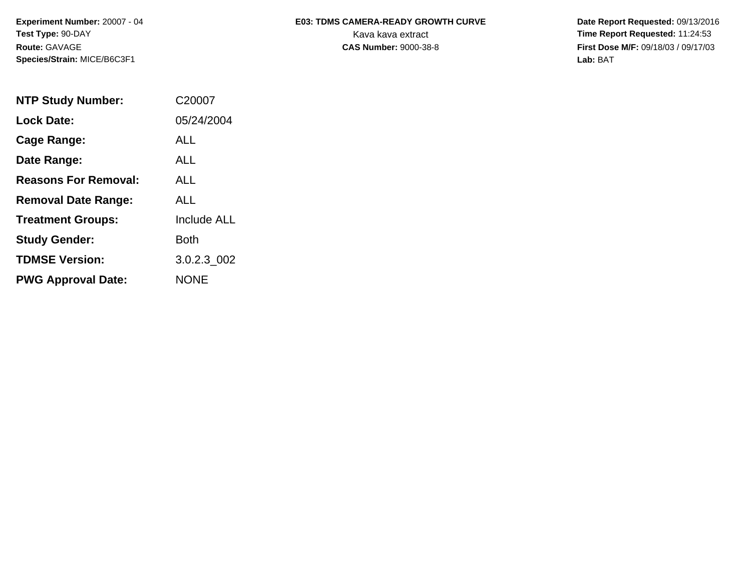**Experiment Number:** 20007 - 04
**Test Type:** 90-DAY
**Route:** GAVAGE
**Species/Strain:** MICE/B6C3F1

**E03: TDMS CAMERA-READY GROWTH CURVE**
Kava kava extract
**CAS Number:** 9000-38-8

**Date Report Requested:** 09/13/2016
**Time Report Requested:** 11:24:53
**First Dose M/F:** 09/18/03 / 09/17/03
**Lab:** BAT

| | |
|---|---|
| **NTP Study Number:** | C20007 |
| **Lock Date:** | 05/24/2004 |
| **Cage Range:** | ALL |
| **Date Range:** | ALL |
| **Reasons For Removal:** | ALL |
| **Removal Date Range:** | ALL |
| **Treatment Groups:** | Include ALL |
| **Study Gender:** | Both |
| **TDMSE Version:** | 3.0.2.3_002 |
| **PWG Approval Date:** | NONE |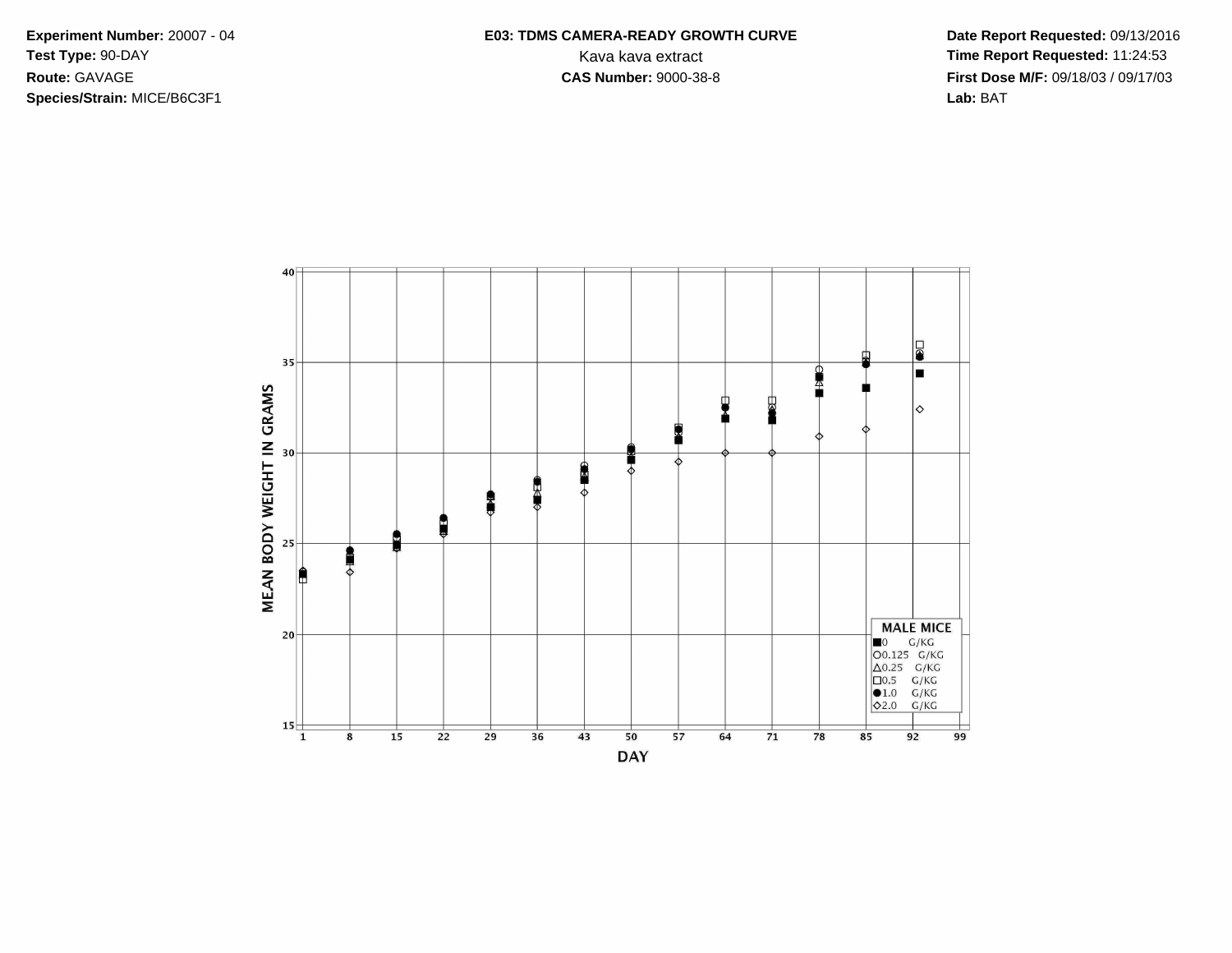**Experiment Number:** 20007 - 04
**Test Type:** 90-DAY
**Route:** GAVAGE
**Species/Strain:** MICE/B6C3F1

**E03: TDMS CAMERA-READY GROWTH CURVE**
Kava kava extract
**CAS Number:** 9000-38-8

**Date Report Requested:** 09/13/2016
**Time Report Requested:** 11:24:53
**First Dose M/F:** 09/18/03 / 09/17/03
**Lab:** BAT

MEAN BODY WEIGHT IN GRAMS

DAY

MALE MICE
■0 G/KG
○0.125 G/KG
△0.25 G/KG
□0.5 G/KG
●1.0 G/KG
◇2.0 G/KG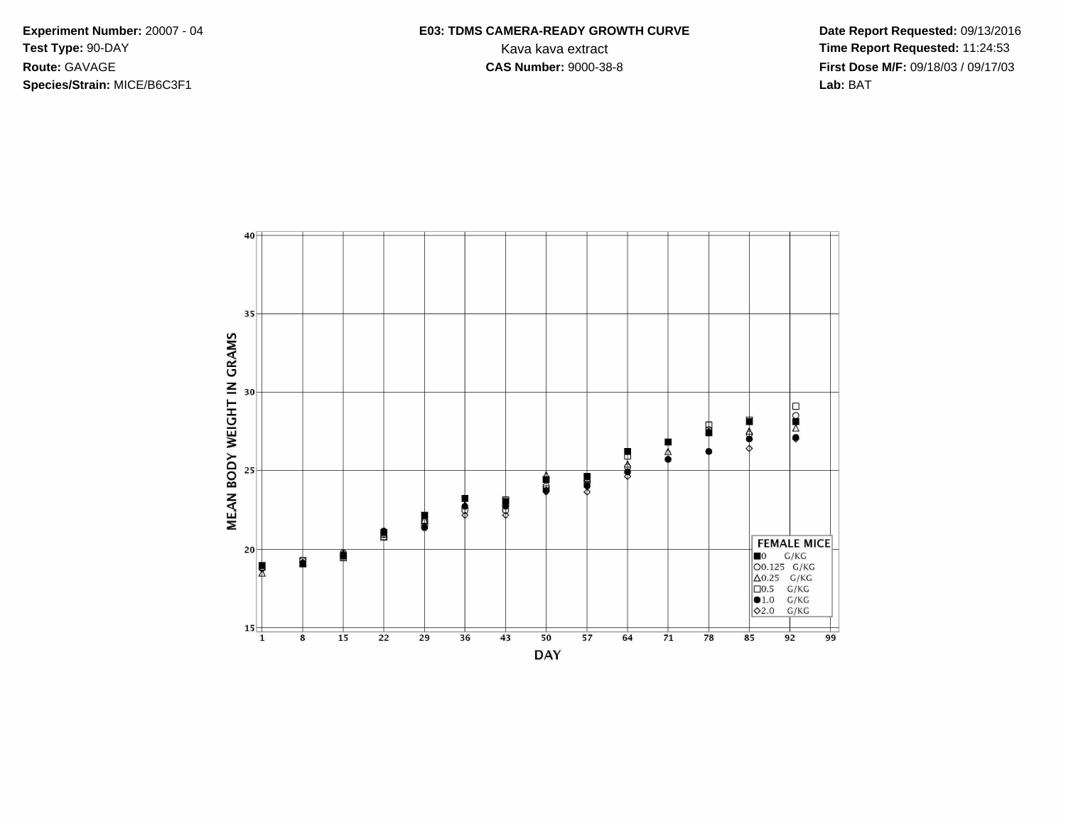**Experiment Number:** 20007 - 04
**Test Type:** 90-DAY
**Route:** GAVAGE
**Species/Strain:** MICE/B6C3F1

**E03: TDMS CAMERA-READY GROWTH CURVE**
Kava kava extract
**CAS Number:** 9000-38-8

**Date Report Requested:** 09/13/2016
**Time Report Requested:** 11:24:53
**First Dose M/F:** 09/18/03 / 09/17/03
**Lab:** BAT

MEAN BODY WEIGHT IN GRAMS

40
35
30
25
20
15

DAY

1 8 15 22 29 36 43 50 57 64 71 78 85 92 99

FEMALE MICE
■0 G/KG
○0.125 G/KG
△0.25 G/KG
□0.5 G/KG
●1.0 G/KG
◇2.0 G/KG